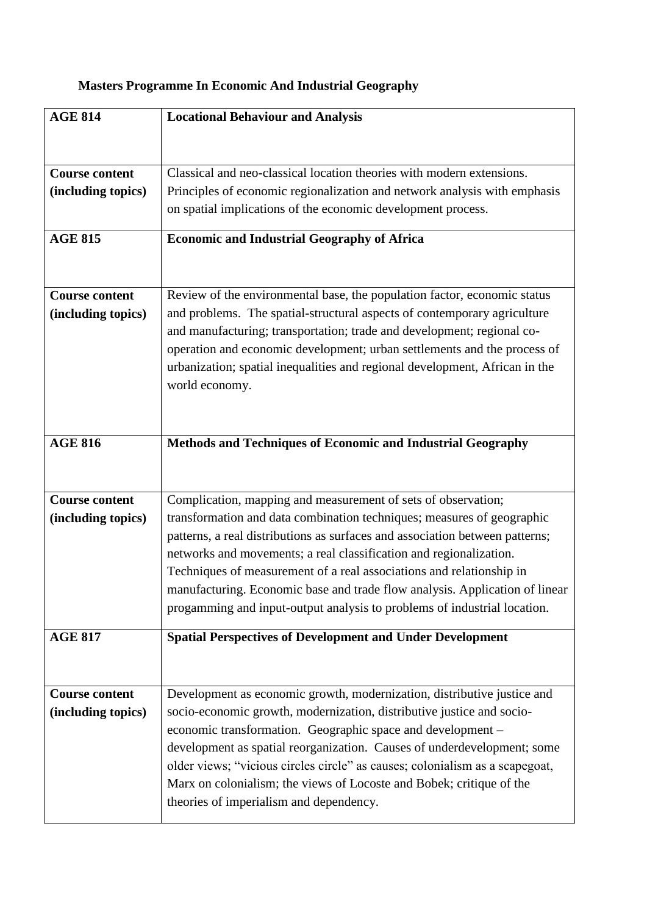**Masters Programme In Economic And Industrial Geography**

| **AGE 814** | **Locational Behaviour and Analysis** |
|---|---|
| **Course content (including topics)** | Classical and neo-classical location theories with modern extensions. Principles of economic regionalization and network analysis with emphasis on spatial implications of the economic development process. |
| **AGE 815** | **Economic and Industrial Geography of Africa** |
| **Course content (including topics)** | Review of the environmental base, the population factor, economic status and problems. The spatial-structural aspects of contemporary agriculture and manufacturing; transportation; trade and development; regional co-operation and economic development; urban settlements and the process of urbanization; spatial inequalities and regional development, African in the world economy. |
| **AGE 816** | **Methods and Techniques of Economic and Industrial Geography** |
| **Course content (including topics)** | Complication, mapping and measurement of sets of observation; transformation and data combination techniques; measures of geographic patterns, a real distributions as surfaces and association between patterns; networks and movements; a real classification and regionalization. Techniques of measurement of a real associations and relationship in manufacturing. Economic base and trade flow analysis. Application of linear progamming and input-output analysis to problems of industrial location. |
| **AGE 817** | **Spatial Perspectives of Development and Under Development** |
| **Course content (including topics)** | Development as economic growth, modernization, distributive justice and socio-economic growth, modernization, distributive justice and socio-economic transformation. Geographic space and development – development as spatial reorganization. Causes of underdevelopment; some older views; "vicious circles circle" as causes; colonialism as a scapegoat, Marx on colonialism; the views of Locoste and Bobek; critique of the theories of imperialism and dependency. |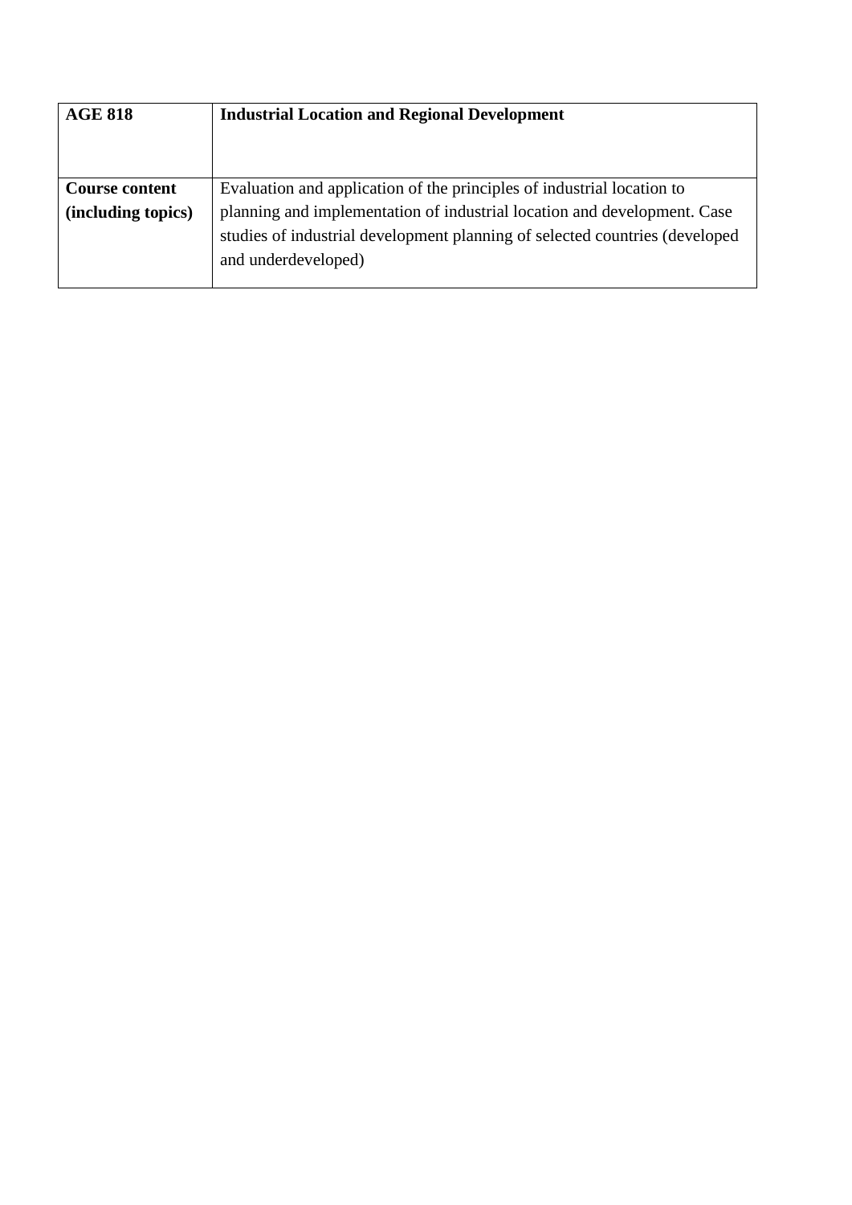| | |
|---|---|
| **AGE 818** | **Industrial Location and Regional Development** |
| **Course content (including topics)** | Evaluation and application of the principles of industrial location to planning and implementation of industrial location and development. Case studies of industrial development planning of selected countries (developed and underdeveloped) |